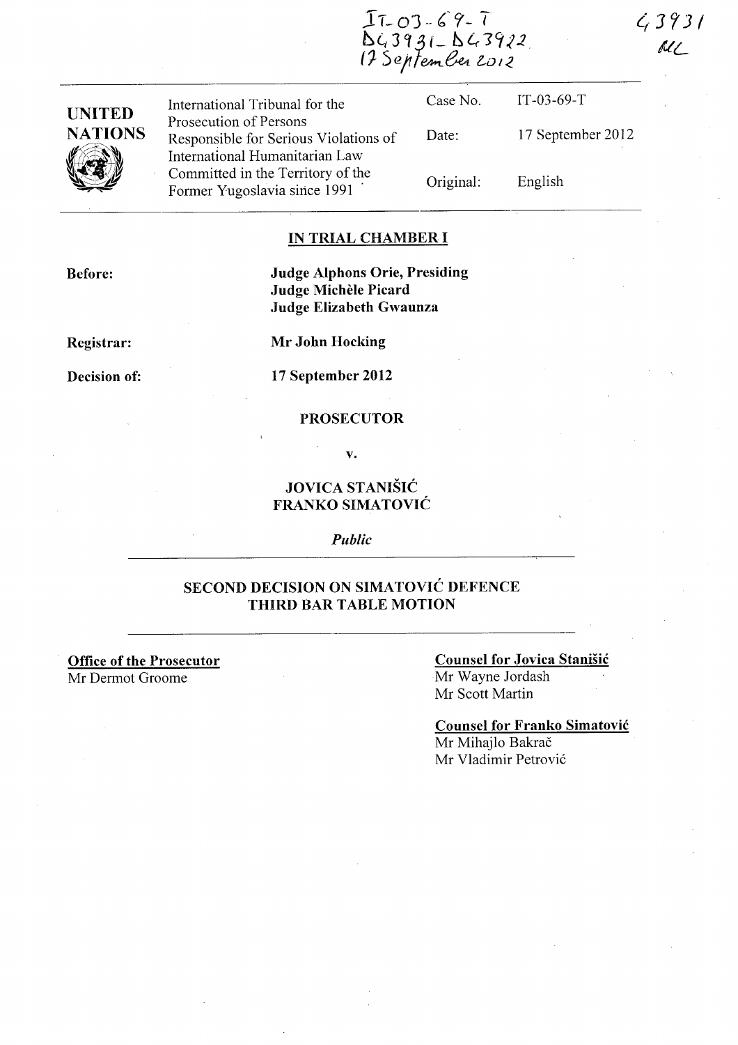IT-03-69-T
D43931-D43922
17 September 2012

43931
MC

| UNITED NATIONS | International Tribunal for the Prosecution of Persons Responsible for Serious Violations of International Humanitarian Law Committed in the Territory of the Former Yugoslavia since 1991 | Case No. | IT-03-69-T |
|---|---|---|---|
| | | Date: | 17 September 2012 |
| | | Original: | English |

**IN TRIAL CHAMBER I**

**Before:** **Judge Alphons Orie, Presiding**
**Judge Michèle Picard**
**Judge Elizabeth Gwaunza**

**Registrar:** **Mr John Hocking**

**Decision of:** **17 September 2012**

**PROSECUTOR**

**v.**

**JOVICA STANIŠIĆ**
**FRANKO SIMATOVIĆ**

*Public*

**SECOND DECISION ON SIMATOVIĆ DEFENCE THIRD BAR TABLE MOTION**

**Office of the Prosecutor**
Mr Dermot Groome

**Counsel for Jovica Stanišić**
Mr Wayne Jordash
Mr Scott Martin

**Counsel for Franko Simatović**
Mr Mihajlo Bakrač
Mr Vladimir Petrović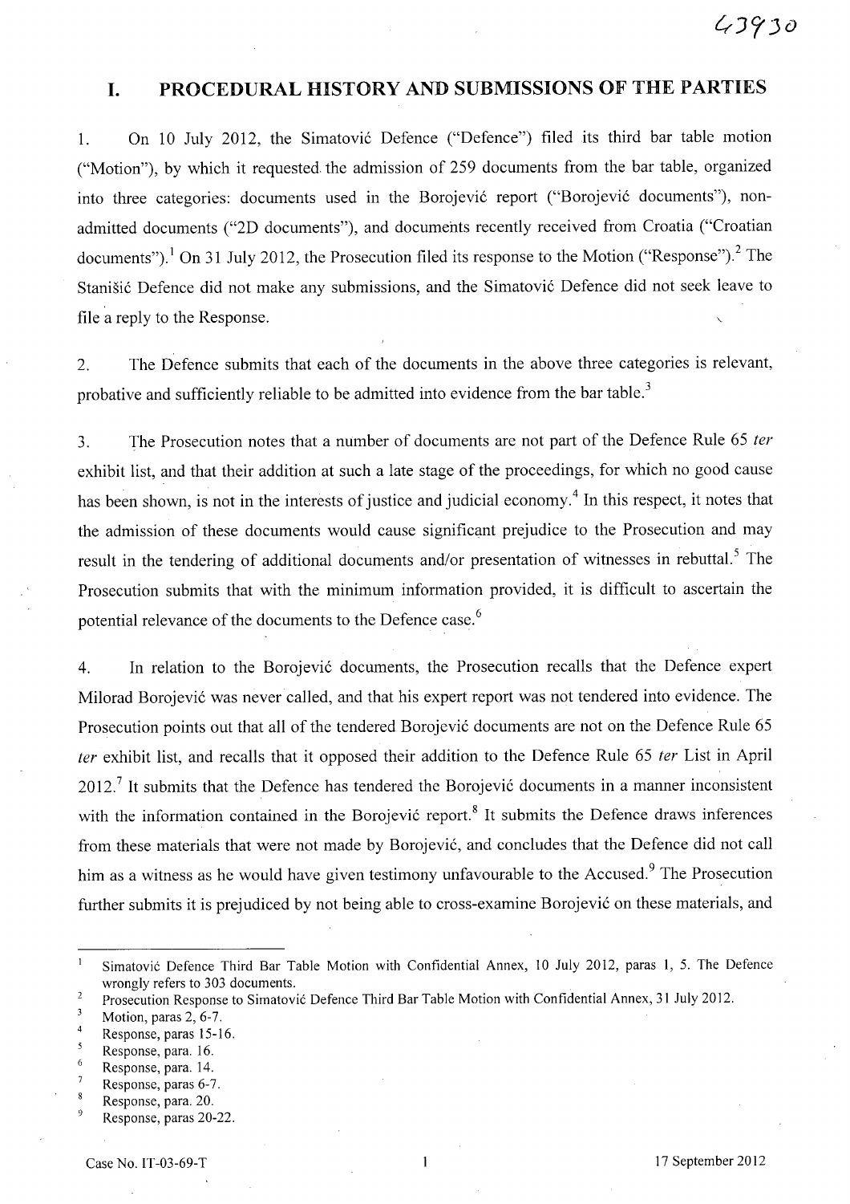## I. PROCEDURAL HISTORY AND SUBMISSIONS OF THE PARTIES

1. On 10 July 2012, the Simatović Defence ("Defence") filed its third bar table motion ("Motion"), by which it requested the admission of 259 documents from the bar table, organized into three categories: documents used in the Borojević report ("Borojević documents"), non-admitted documents ("2D documents"), and documents recently received from Croatia ("Croatian documents").[1] On 31 July 2012, the Prosecution filed its response to the Motion ("Response").[2] The Stanišić Defence did not make any submissions, and the Simatović Defence did not seek leave to file a reply to the Response.

2. The Defence submits that each of the documents in the above three categories is relevant, probative and sufficiently reliable to be admitted into evidence from the bar table.[3]

3. The Prosecution notes that a number of documents are not part of the Defence Rule 65 *ter* exhibit list, and that their addition at such a late stage of the proceedings, for which no good cause has been shown, is not in the interests of justice and judicial economy.[4] In this respect, it notes that the admission of these documents would cause significant prejudice to the Prosecution and may result in the tendering of additional documents and/or presentation of witnesses in rebuttal.[5] The Prosecution submits that with the minimum information provided, it is difficult to ascertain the potential relevance of the documents to the Defence case.[6]

4. In relation to the Borojević documents, the Prosecution recalls that the Defence expert Milorad Borojević was never called, and that his expert report was not tendered into evidence. The Prosecution points out that all of the tendered Borojević documents are not on the Defence Rule 65 *ter* exhibit list, and recalls that it opposed their addition to the Defence Rule 65 *ter* List in April 2012.[7] It submits that the Defence has tendered the Borojević documents in a manner inconsistent with the information contained in the Borojević report.[8] It submits the Defence draws inferences from these materials that were not made by Borojević, and concludes that the Defence did not call him as a witness as he would have given testimony unfavourable to the Accused.[9] The Prosecution further submits it is prejudiced by not being able to cross-examine Borojević on these materials, and

---

[1] Simatović Defence Third Bar Table Motion with Confidential Annex, 10 July 2012, paras 1, 5. The Defence wrongly refers to 303 documents.

[2] Prosecution Response to Simatović Defence Third Bar Table Motion with Confidential Annex, 31 July 2012.

[3] Motion, paras 2, 6-7.

[4] Response, paras 15-16.

[5] Response, para. 16.

[6] Response, para. 14.

[7] Response, paras 6-7.

[8] Response, para. 20.

[9] Response, paras 20-22.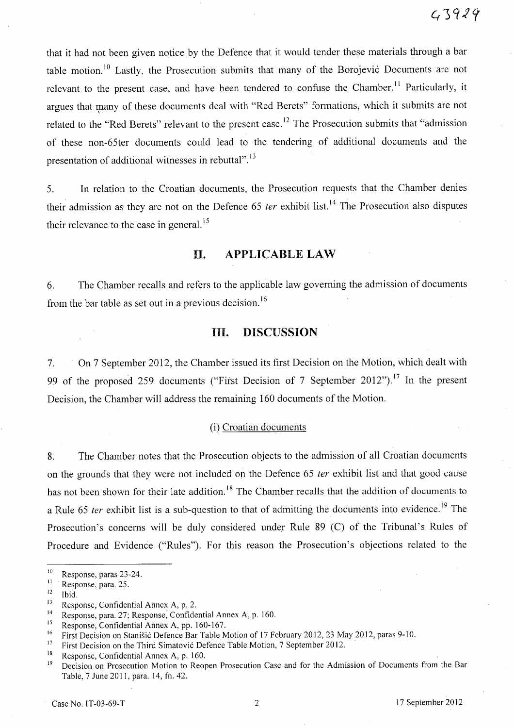that it had not been given notice by the Defence that it would tender these materials through a bar table motion.[10] Lastly, the Prosecution submits that many of the Borojević Documents are not relevant to the present case, and have been tendered to confuse the Chamber.[11] Particularly, it argues that many of these documents deal with "Red Berets" formations, which it submits are not related to the "Red Berets" relevant to the present case.[12] The Prosecution submits that "admission of these non-65ter documents could lead to the tendering of additional documents and the presentation of additional witnesses in rebuttal".[13]

5. In relation to the Croatian documents, the Prosecution requests that the Chamber denies their admission as they are not on the Defence 65 *ter* exhibit list.[14] The Prosecution also disputes their relevance to the case in general.[15]

## II. APPLICABLE LAW

6. The Chamber recalls and refers to the applicable law governing the admission of documents from the bar table as set out in a previous decision.[16]

## III. DISCUSSION

7. On 7 September 2012, the Chamber issued its first Decision on the Motion, which dealt with 99 of the proposed 259 documents ("First Decision of 7 September 2012").[17] In the present Decision, the Chamber will address the remaining 160 documents of the Motion.

### (i) Croatian documents

8. The Chamber notes that the Prosecution objects to the admission of all Croatian documents on the grounds that they were not included on the Defence 65 *ter* exhibit list and that good cause has not been shown for their late addition.[18] The Chamber recalls that the addition of documents to a Rule 65 *ter* exhibit list is a sub-question to that of admitting the documents into evidence.[19] The Prosecution's concerns will be duly considered under Rule 89 (C) of the Tribunal's Rules of Procedure and Evidence ("Rules"). For this reason the Prosecution's objections related to the

---

[10] Response, paras 23-24.
[11] Response, para. 25.
[12] Ibid.
[13] Response, Confidential Annex A, p. 2.
[14] Response, para. 27; Response, Confidential Annex A, p. 160.
[15] Response, Confidential Annex A, pp. 160-167.
[16] First Decision on Stanišić Defence Bar Table Motion of 17 February 2012, 23 May 2012, paras 9-10.
[17] First Decision on the Third Simatović Defence Table Motion, 7 September 2012.
[18] Response, Confidential Annex A, p. 160.
[19] Decision on Prosecution Motion to Reopen Prosecution Case and for the Admission of Documents from the Bar Table, 7 June 2011, para. 14, fn. 42.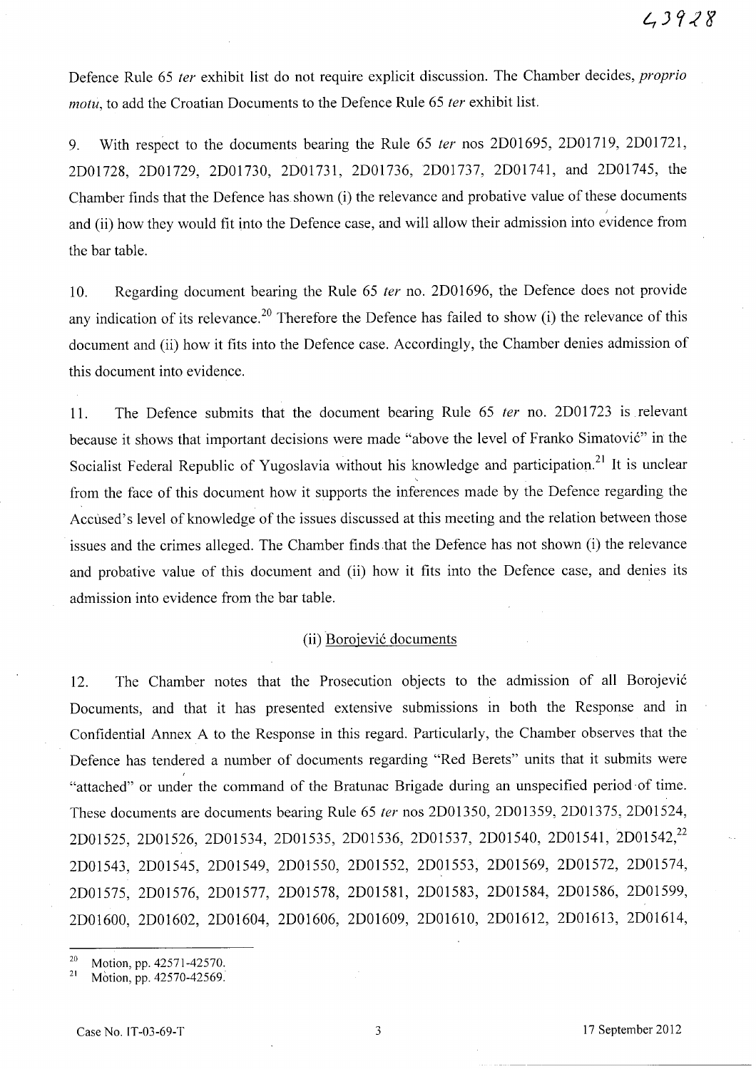Defence Rule 65 *ter* exhibit list do not require explicit discussion. The Chamber decides, *proprio motu*, to add the Croatian Documents to the Defence Rule 65 *ter* exhibit list.

9. With respect to the documents bearing the Rule 65 *ter* nos 2D01695, 2D01719, 2D01721, 2D01728, 2D01729, 2D01730, 2D01731, 2D01736, 2D01737, 2D01741, and 2D01745, the Chamber finds that the Defence has shown (i) the relevance and probative value of these documents and (ii) how they would fit into the Defence case, and will allow their admission into evidence from the bar table.

10. Regarding document bearing the Rule 65 *ter* no. 2D01696, the Defence does not provide any indication of its relevance.[20] Therefore the Defence has failed to show (i) the relevance of this document and (ii) how it fits into the Defence case. Accordingly, the Chamber denies admission of this document into evidence.

11. The Defence submits that the document bearing Rule 65 *ter* no. 2D01723 is relevant because it shows that important decisions were made "above the level of Franko Simatović" in the Socialist Federal Republic of Yugoslavia without his knowledge and participation.[21] It is unclear from the face of this document how it supports the inferences made by the Defence regarding the Accused's level of knowledge of the issues discussed at this meeting and the relation between those issues and the crimes alleged. The Chamber finds that the Defence has not shown (i) the relevance and probative value of this document and (ii) how it fits into the Defence case, and denies its admission into evidence from the bar table.

### (ii) Borojević documents

12. The Chamber notes that the Prosecution objects to the admission of all Borojević Documents, and that it has presented extensive submissions in both the Response and in Confidential Annex A to the Response in this regard. Particularly, the Chamber observes that the Defence has tendered a number of documents regarding "Red Berets" units that it submits were "attached" or under the command of the Bratunac Brigade during an unspecified period of time. These documents are documents bearing Rule 65 *ter* nos 2D01350, 2D01359, 2D01375, 2D01524, 2D01525, 2D01526, 2D01534, 2D01535, 2D01536, 2D01537, 2D01540, 2D01541, 2D01542,[22] 2D01543, 2D01545, 2D01549, 2D01550, 2D01552, 2D01553, 2D01569, 2D01572, 2D01574, 2D01575, 2D01576, 2D01577, 2D01578, 2D01581, 2D01583, 2D01584, 2D01586, 2D01599, 2D01600, 2D01602, 2D01604, 2D01606, 2D01609, 2D01610, 2D01612, 2D01613, 2D01614,

---

[20] Motion, pp. 42571-42570.

[21] Motion, pp. 42570-42569.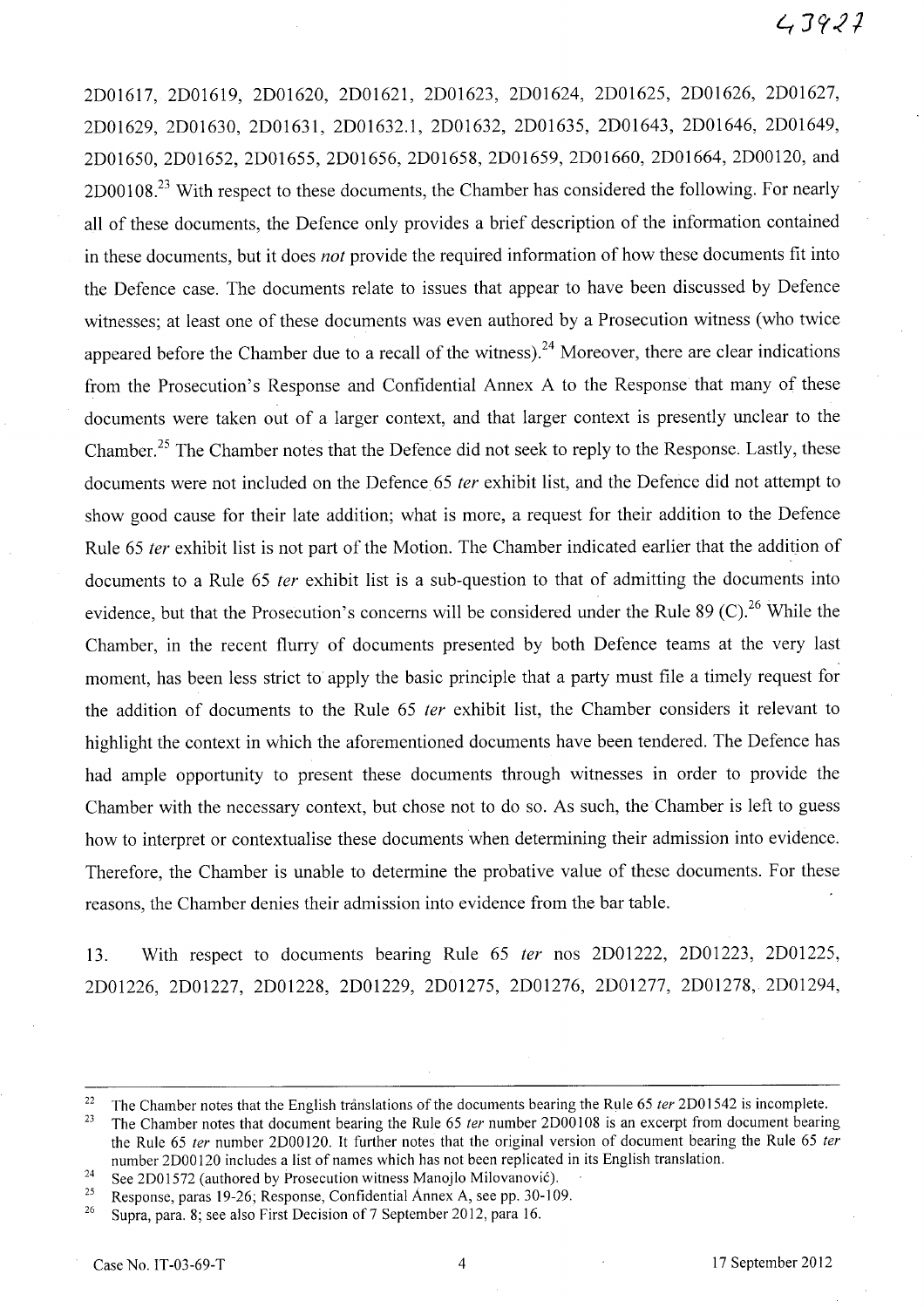2D01617, 2D01619, 2D01620, 2D01621, 2D01623, 2D01624, 2D01625, 2D01626, 2D01627, 2D01629, 2D01630, 2D01631, 2D01632.1, 2D01632, 2D01635, 2D01643, 2D01646, 2D01649, 2D01650, 2D01652, 2D01655, 2D01656, 2D01658, 2D01659, 2D01660, 2D01664, 2D00120, and 2D00108.[23] With respect to these documents, the Chamber has considered the following. For nearly all of these documents, the Defence only provides a brief description of the information contained in these documents, but it does *not* provide the required information of how these documents fit into the Defence case. The documents relate to issues that appear to have been discussed by Defence witnesses; at least one of these documents was even authored by a Prosecution witness (who twice appeared before the Chamber due to a recall of the witness).[24] Moreover, there are clear indications from the Prosecution's Response and Confidential Annex A to the Response that many of these documents were taken out of a larger context, and that larger context is presently unclear to the Chamber.[25] The Chamber notes that the Defence did not seek to reply to the Response. Lastly, these documents were not included on the Defence 65 *ter* exhibit list, and the Defence did not attempt to show good cause for their late addition; what is more, a request for their addition to the Defence Rule 65 *ter* exhibit list is not part of the Motion. The Chamber indicated earlier that the addition of documents to a Rule 65 *ter* exhibit list is a sub-question to that of admitting the documents into evidence, but that the Prosecution's concerns will be considered under the Rule 89 (C).[26] While the Chamber, in the recent flurry of documents presented by both Defence teams at the very last moment, has been less strict to apply the basic principle that a party must file a timely request for the addition of documents to the Rule 65 *ter* exhibit list, the Chamber considers it relevant to highlight the context in which the aforementioned documents have been tendered. The Defence has had ample opportunity to present these documents through witnesses in order to provide the Chamber with the necessary context, but chose not to do so. As such, the Chamber is left to guess how to interpret or contextualise these documents when determining their admission into evidence. Therefore, the Chamber is unable to determine the probative value of these documents. For these reasons, the Chamber denies their admission into evidence from the bar table.

13. With respect to documents bearing Rule 65 *ter* nos 2D01222, 2D01223, 2D01225, 2D01226, 2D01227, 2D01228, 2D01229, 2D01275, 2D01276, 2D01277, 2D01278, 2D01294,

---

[22] The Chamber notes that the English translations of the documents bearing the Rule 65 *ter* 2D01542 is incomplete.

[23] The Chamber notes that document bearing the Rule 65 *ter* number 2D00108 is an excerpt from document bearing the Rule 65 *ter* number 2D00120. It further notes that the original version of document bearing the Rule 65 *ter* number 2D00120 includes a list of names which has not been replicated in its English translation.

[24] See 2D01572 (authored by Prosecution witness Manojlo Milovanović).

[25] Response, paras 19-26; Response, Confidential Annex A, see pp. 30-109.

[26] Supra, para. 8; see also First Decision of 7 September 2012, para 16.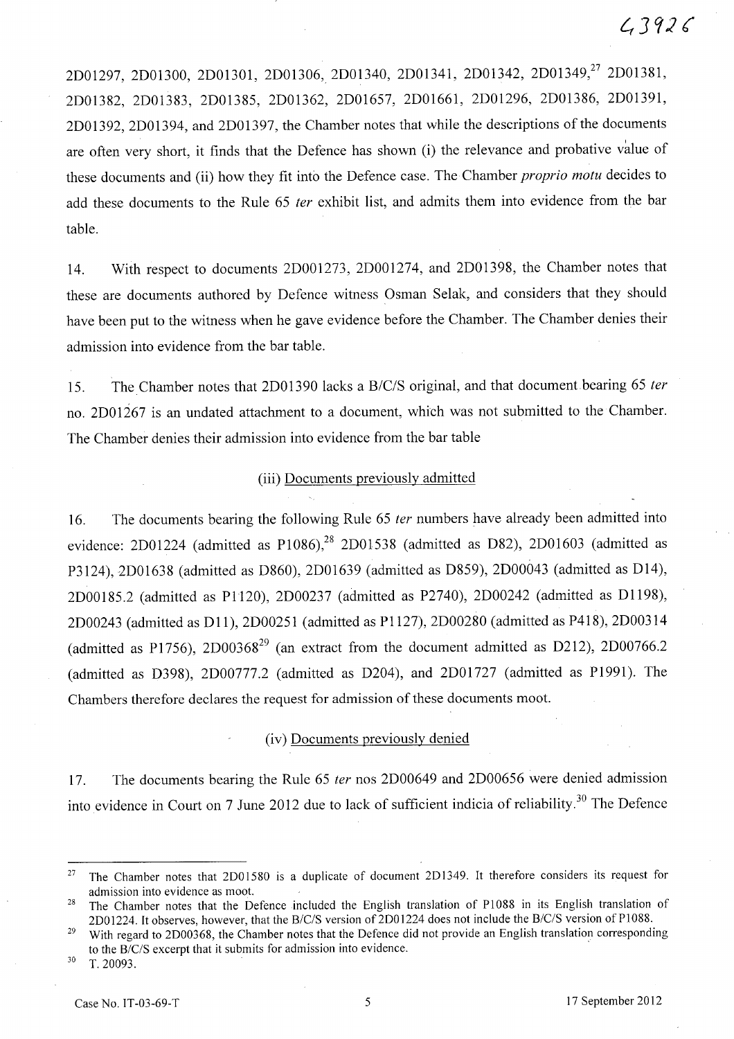2D01297, 2D01300, 2D01301, 2D01306, 2D01340, 2D01341, 2D01342, 2D01349,[27] 2D01381, 2D01382, 2D01383, 2D01385, 2D01362, 2D01657, 2D01661, 2D01296, 2D01386, 2D01391, 2D01392, 2D01394, and 2D01397, the Chamber notes that while the descriptions of the documents are often very short, it finds that the Defence has shown (i) the relevance and probative value of these documents and (ii) how they fit into the Defence case. The Chamber *proprio motu* decides to add these documents to the Rule 65 *ter* exhibit list, and admits them into evidence from the bar table.

14. With respect to documents 2D001273, 2D001274, and 2D01398, the Chamber notes that these are documents authored by Defence witness Osman Selak, and considers that they should have been put to the witness when he gave evidence before the Chamber. The Chamber denies their admission into evidence from the bar table.

15. The Chamber notes that 2D01390 lacks a B/C/S original, and that document bearing 65 *ter* no. 2D01267 is an undated attachment to a document, which was not submitted to the Chamber. The Chamber denies their admission into evidence from the bar table

(iii) Documents previously admitted

16. The documents bearing the following Rule 65 *ter* numbers have already been admitted into evidence: 2D01224 (admitted as P1086),[28] 2D01538 (admitted as D82), 2D01603 (admitted as P3124), 2D01638 (admitted as D860), 2D01639 (admitted as D859), 2D00043 (admitted as D14), 2D00185.2 (admitted as P1120), 2D00237 (admitted as P2740), 2D00242 (admitted as D1198), 2D00243 (admitted as D11), 2D00251 (admitted as P1127), 2D00280 (admitted as P418), 2D00314 (admitted as P1756), 2D00368[29] (an extract from the document admitted as D212), 2D00766.2 (admitted as D398), 2D00777.2 (admitted as D204), and 2D01727 (admitted as P1991). The Chambers therefore declares the request for admission of these documents moot.

(iv) Documents previously denied

17. The documents bearing the Rule 65 *ter* nos 2D00649 and 2D00656 were denied admission into evidence in Court on 7 June 2012 due to lack of sufficient indicia of reliability.[30] The Defence

---

[27] The Chamber notes that 2D01580 is a duplicate of document 2D1349. It therefore considers its request for admission into evidence as moot.

[28] The Chamber notes that the Defence included the English translation of P1088 in its English translation of 2D01224. It observes, however, that the B/C/S version of 2D01224 does not include the B/C/S version of P1088.

[29] With regard to 2D00368, the Chamber notes that the Defence did not provide an English translation corresponding to the B/C/S excerpt that it submits for admission into evidence.

[30] T. 20093.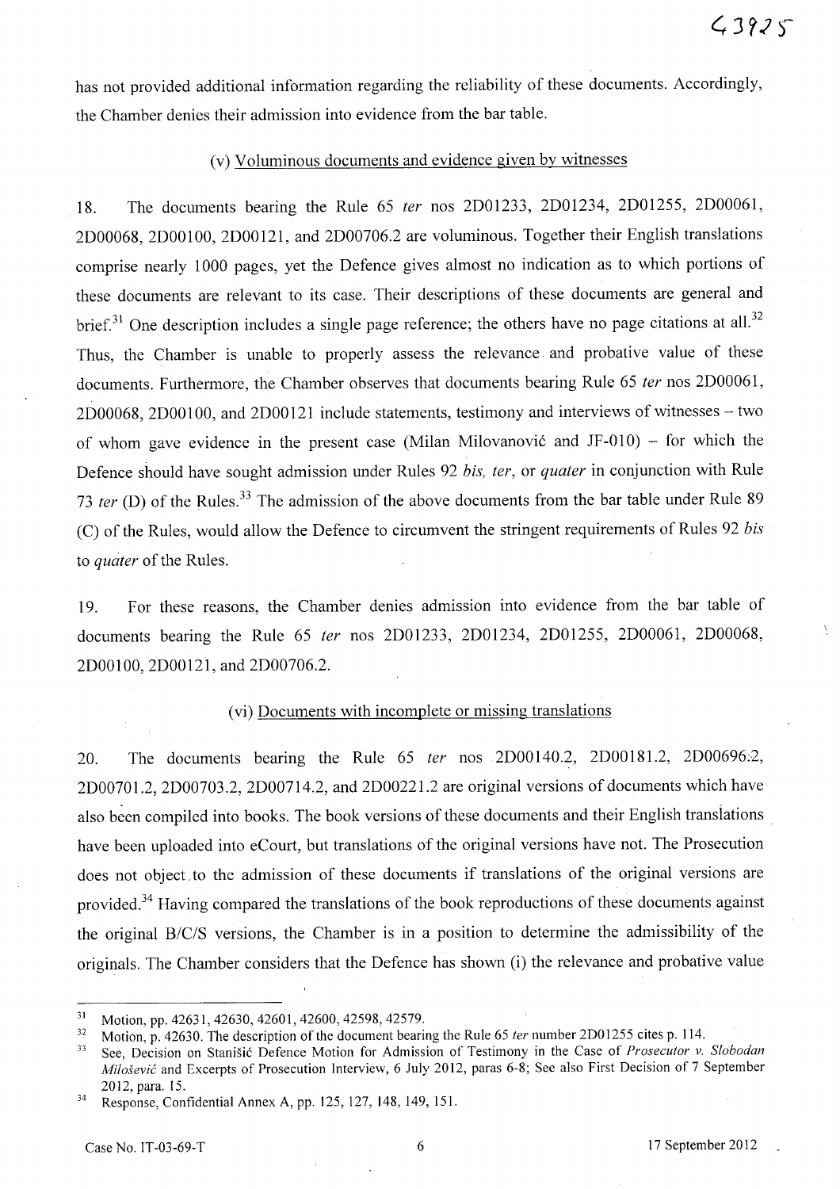has not provided additional information regarding the reliability of these documents. Accordingly, the Chamber denies their admission into evidence from the bar table.

### (v) Voluminous documents and evidence given by witnesses

18. The documents bearing the Rule 65 *ter* nos 2D01233, 2D01234, 2D01255, 2D00061, 2D00068, 2D00100, 2D00121, and 2D00706.2 are voluminous. Together their English translations comprise nearly 1000 pages, yet the Defence gives almost no indication as to which portions of these documents are relevant to its case. Their descriptions of these documents are general and brief.[31] One description includes a single page reference; the others have no page citations at all.[32] Thus, the Chamber is unable to properly assess the relevance and probative value of these documents. Furthermore, the Chamber observes that documents bearing Rule 65 *ter* nos 2D00061, 2D00068, 2D00100, and 2D00121 include statements, testimony and interviews of witnesses – two of whom gave evidence in the present case (Milan Milovanović and JF-010) – for which the Defence should have sought admission under Rules 92 *bis*, *ter*, or *quater* in conjunction with Rule 73 *ter* (D) of the Rules.[33] The admission of the above documents from the bar table under Rule 89 (C) of the Rules, would allow the Defence to circumvent the stringent requirements of Rules 92 *bis* to *quater* of the Rules.

19. For these reasons, the Chamber denies admission into evidence from the bar table of documents bearing the Rule 65 *ter* nos 2D01233, 2D01234, 2D01255, 2D00061, 2D00068, 2D00100, 2D00121, and 2D00706.2.

### (vi) Documents with incomplete or missing translations

20. The documents bearing the Rule 65 *ter* nos 2D00140.2, 2D00181.2, 2D00696.2, 2D00701.2, 2D00703.2, 2D00714.2, and 2D00221.2 are original versions of documents which have also been compiled into books. The book versions of these documents and their English translations have been uploaded into eCourt, but translations of the original versions have not. The Prosecution does not object to the admission of these documents if translations of the original versions are provided.[34] Having compared the translations of the book reproductions of these documents against the original B/C/S versions, the Chamber is in a position to determine the admissibility of the originals. The Chamber considers that the Defence has shown (i) the relevance and probative value

---

[31] Motion, pp. 42631, 42630, 42601, 42600, 42598, 42579.

[32] Motion, p. 42630. The description of the document bearing the Rule 65 *ter* number 2D01255 cites p. 114.

[33] See, Decision on Stanišić Defence Motion for Admission of Testimony in the Case of *Prosecutor v. Slobodan Milošević* and Excerpts of Prosecution Interview, 6 July 2012, paras 6-8; See also First Decision of 7 September 2012, para. 15.

[34] Response, Confidential Annex A, pp. 125, 127, 148, 149, 151.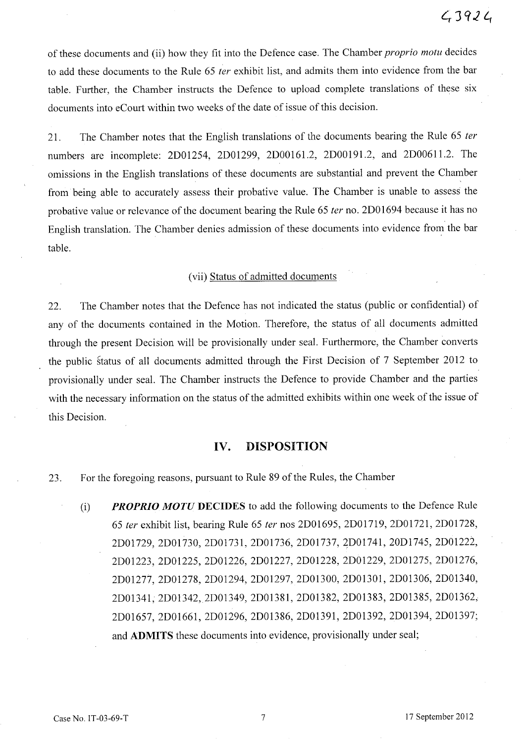of these documents and (ii) how they fit into the Defence case. The Chamber *proprio motu* decides to add these documents to the Rule 65 *ter* exhibit list, and admits them into evidence from the bar table. Further, the Chamber instructs the Defence to upload complete translations of these six documents into eCourt within two weeks of the date of issue of this decision.

21. The Chamber notes that the English translations of the documents bearing the Rule 65 *ter* numbers are incomplete: 2D01254, 2D01299, 2D00161.2, 2D00191.2, and 2D00611.2. The omissions in the English translations of these documents are substantial and prevent the Chamber from being able to accurately assess their probative value. The Chamber is unable to assess the probative value or relevance of the document bearing the Rule 65 *ter* no. 2D01694 because it has no English translation. The Chamber denies admission of these documents into evidence from the bar table.

### (vii) Status of admitted documents

22. The Chamber notes that the Defence has not indicated the status (public or confidential) of any of the documents contained in the Motion. Therefore, the status of all documents admitted through the present Decision will be provisionally under seal. Furthermore, the Chamber converts the public status of all documents admitted through the First Decision of 7 September 2012 to provisionally under seal. The Chamber instructs the Defence to provide Chamber and the parties with the necessary information on the status of the admitted exhibits within one week of the issue of this Decision.

## IV. DISPOSITION

23. For the foregoing reasons, pursuant to Rule 89 of the Rules, the Chamber

(i) ***PROPRIO MOTU*** **DECIDES** to add the following documents to the Defence Rule 65 *ter* exhibit list, bearing Rule 65 *ter* nos 2D01695, 2D01719, 2D01721, 2D01728, 2D01729, 2D01730, 2D01731, 2D01736, 2D01737, 2D01741, 20D1745, 2D01222, 2D01223, 2D01225, 2D01226, 2D01227, 2D01228, 2D01229, 2D01275, 2D01276, 2D01277, 2D01278, 2D01294, 2D01297, 2D01300, 2D01301, 2D01306, 2D01340, 2D01341, 2D01342, 2D01349, 2D01381, 2D01382, 2D01383, 2D01385, 2D01362, 2D01657, 2D01661, 2D01296, 2D01386, 2D01391, 2D01392, 2D01394, 2D01397; and **ADMITS** these documents into evidence, provisionally under seal;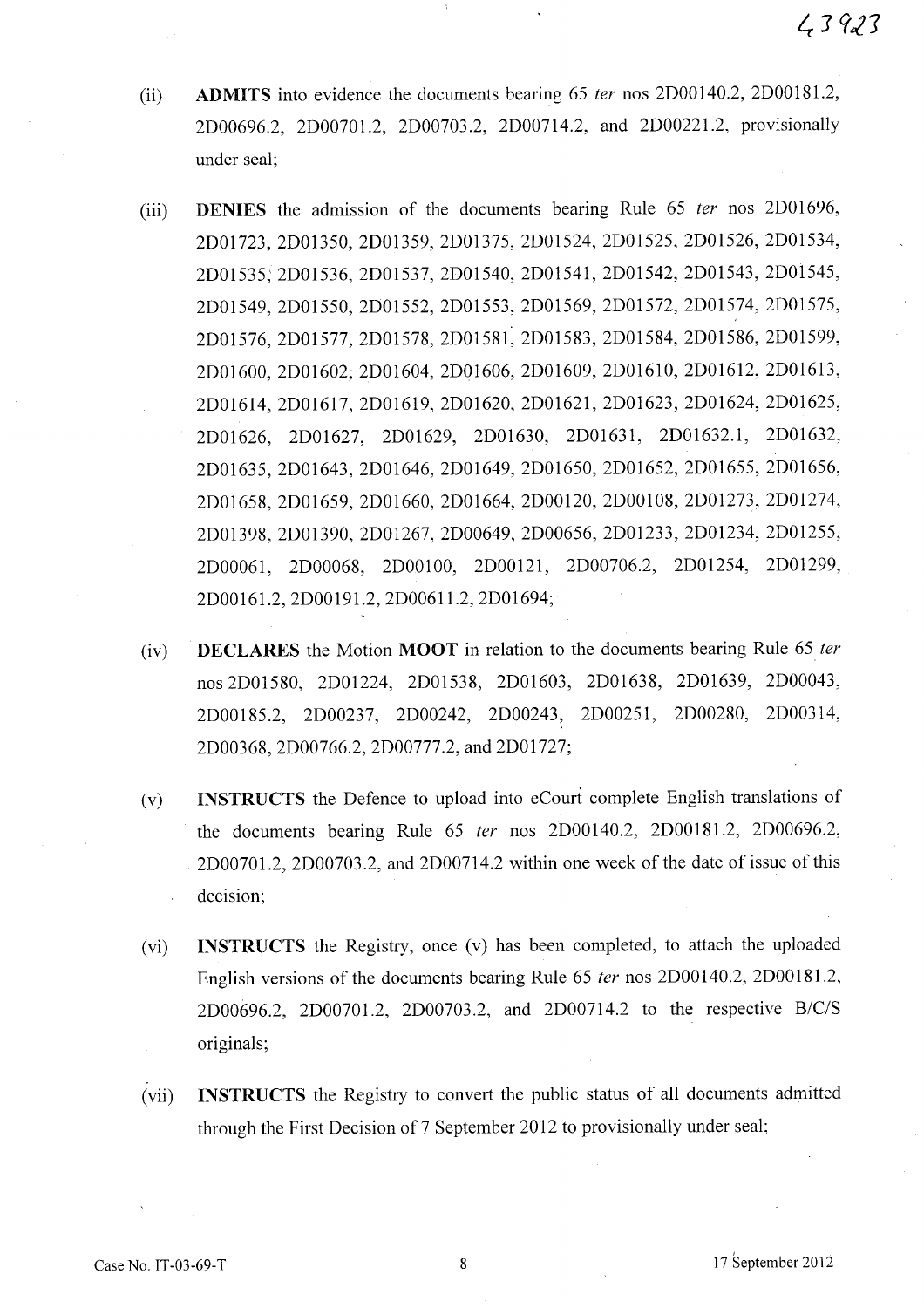(ii) **ADMITS** into evidence the documents bearing 65 *ter* nos 2D00140.2, 2D00181.2, 2D00696.2, 2D00701.2, 2D00703.2, 2D00714.2, and 2D00221.2, provisionally under seal;

(iii) **DENIES** the admission of the documents bearing Rule 65 *ter* nos 2D01696, 2D01723, 2D01350, 2D01359, 2D01375, 2D01524, 2D01525, 2D01526, 2D01534, 2D01535, 2D01536, 2D01537, 2D01540, 2D01541, 2D01542, 2D01543, 2D01545, 2D01549, 2D01550, 2D01552, 2D01553, 2D01569, 2D01572, 2D01574, 2D01575, 2D01576, 2D01577, 2D01578, 2D01581, 2D01583, 2D01584, 2D01586, 2D01599, 2D01600, 2D01602, 2D01604, 2D01606, 2D01609, 2D01610, 2D01612, 2D01613, 2D01614, 2D01617, 2D01619, 2D01620, 2D01621, 2D01623, 2D01624, 2D01625, 2D01626, 2D01627, 2D01629, 2D01630, 2D01631, 2D01632.1, 2D01632, 2D01635, 2D01643, 2D01646, 2D01649, 2D01650, 2D01652, 2D01655, 2D01656, 2D01658, 2D01659, 2D01660, 2D01664, 2D00120, 2D00108, 2D01273, 2D01274, 2D01398, 2D01390, 2D01267, 2D00649, 2D00656, 2D01233, 2D01234, 2D01255, 2D00061, 2D00068, 2D00100, 2D00121, 2D00706.2, 2D01254, 2D01299, 2D00161.2, 2D00191.2, 2D00611.2, 2D01694;

(iv) **DECLARES** the Motion **MOOT** in relation to the documents bearing Rule 65 *ter* nos 2D01580, 2D01224, 2D01538, 2D01603, 2D01638, 2D01639, 2D00043, 2D00185.2, 2D00237, 2D00242, 2D00243, 2D00251, 2D00280, 2D00314, 2D00368, 2D00766.2, 2D00777.2, and 2D01727;

(v) **INSTRUCTS** the Defence to upload into eCourt complete English translations of the documents bearing Rule 65 *ter* nos 2D00140.2, 2D00181.2, 2D00696.2, 2D00701.2, 2D00703.2, and 2D00714.2 within one week of the date of issue of this decision;

(vi) **INSTRUCTS** the Registry, once (v) has been completed, to attach the uploaded English versions of the documents bearing Rule 65 *ter* nos 2D00140.2, 2D00181.2, 2D00696.2, 2D00701.2, 2D00703.2, and 2D00714.2 to the respective B/C/S originals;

(vii) **INSTRUCTS** the Registry to convert the public status of all documents admitted through the First Decision of 7 September 2012 to provisionally under seal;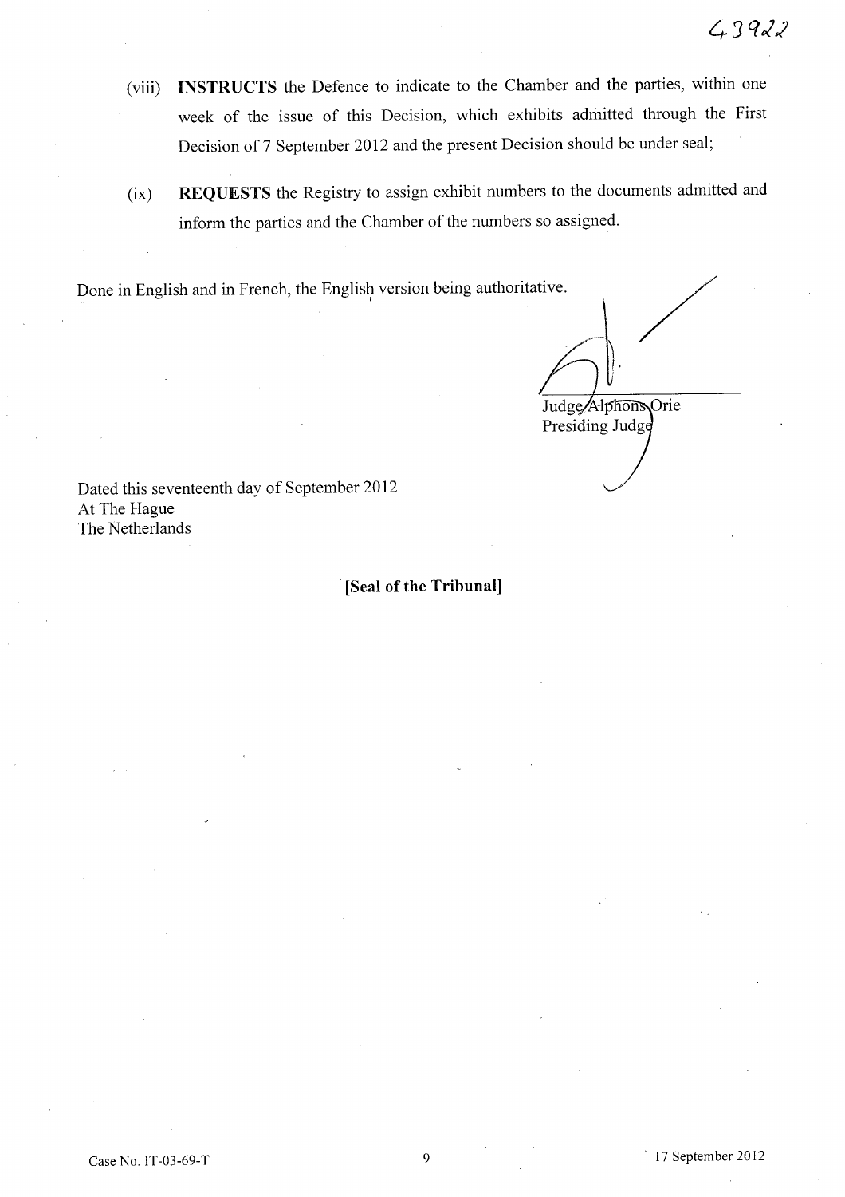(viii) **INSTRUCTS** the Defence to indicate to the Chamber and the parties, within one week of the issue of this Decision, which exhibits admitted through the First Decision of 7 September 2012 and the present Decision should be under seal;

(ix) **REQUESTS** the Registry to assign exhibit numbers to the documents admitted and inform the parties and the Chamber of the numbers so assigned.

Done in English and in French, the English version being authoritative.

Judge Alphons Orie
Presiding Judge

Dated this seventeenth day of September 2012
At The Hague
The Netherlands

**[Seal of the Tribunal]**